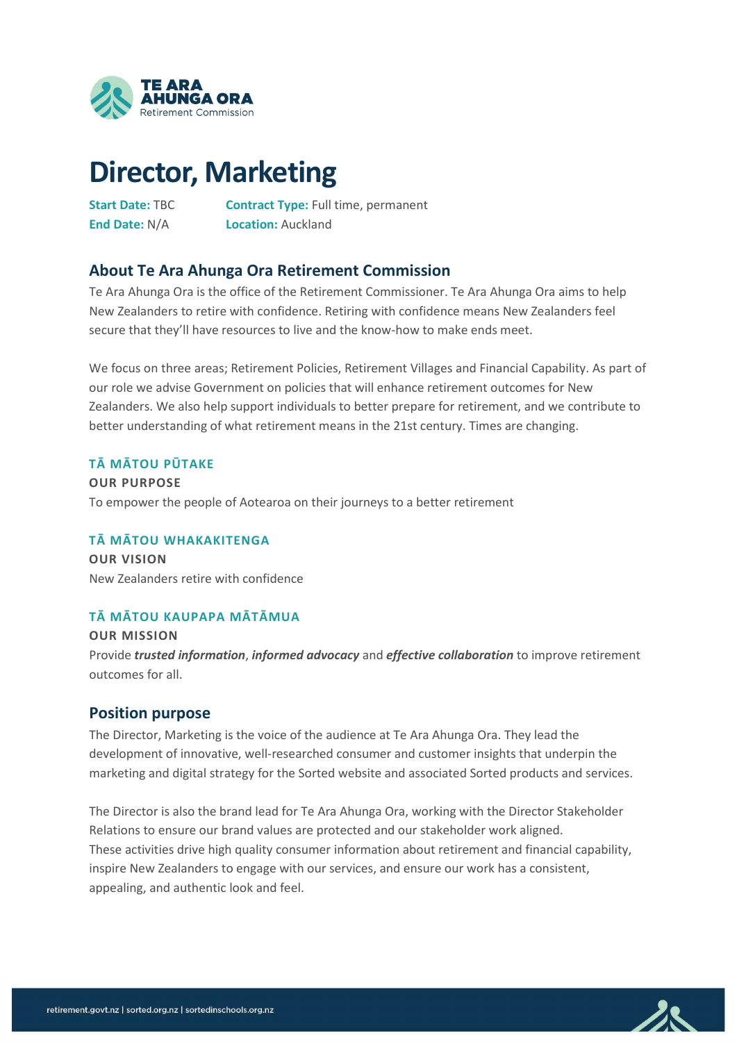# Director, Marketing

**Start Date:** TBC
**End Date:** N/A
**Contract Type:** Full time, permanent
**Location:** Auckland

## About Te Ara Ahunga Ora Retirement Commission

Te Ara Ahunga Ora is the office of the Retirement Commissioner. Te Ara Ahunga Ora aims to help New Zealanders to retire with confidence. Retiring with confidence means New Zealanders feel secure that they'll have resources to live and the know-how to make ends meet.

We focus on three areas; Retirement Policies, Retirement Villages and Financial Capability. As part of our role we advise Government on policies that will enhance retirement outcomes for New Zealanders. We also help support individuals to better prepare for retirement, and we contribute to better understanding of what retirement means in the 21st century. Times are changing.

### TĀ MĀTOU PŪTAKE

**OUR PURPOSE**

To empower the people of Aotearoa on their journeys to a better retirement

### TĀ MĀTOU WHAKAKITENGA

**OUR VISION**

New Zealanders retire with confidence

### TĀ MĀTOU KAUPAPA MĀTĀMUA

**OUR MISSION**

Provide ***trusted information***, ***informed advocacy*** and ***effective collaboration*** to improve retirement outcomes for all.

## Position purpose

The Director, Marketing is the voice of the audience at Te Ara Ahunga Ora. They lead the development of innovative, well-researched consumer and customer insights that underpin the marketing and digital strategy for the Sorted website and associated Sorted products and services.

The Director is also the brand lead for Te Ara Ahunga Ora, working with the Director Stakeholder Relations to ensure our brand values are protected and our stakeholder work aligned. These activities drive high quality consumer information about retirement and financial capability, inspire New Zealanders to engage with our services, and ensure our work has a consistent, appealing, and authentic look and feel.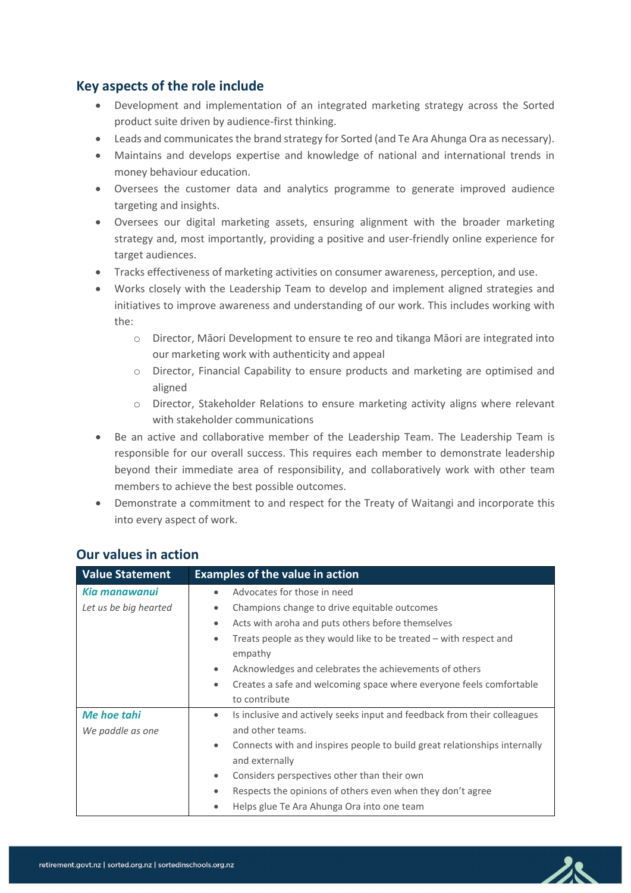## Key aspects of the role include

- Development and implementation of an integrated marketing strategy across the Sorted product suite driven by audience-first thinking.
- Leads and communicates the brand strategy for Sorted (and Te Ara Ahunga Ora as necessary).
- Maintains and develops expertise and knowledge of national and international trends in money behaviour education.
- Oversees the customer data and analytics programme to generate improved audience targeting and insights.
- Oversees our digital marketing assets, ensuring alignment with the broader marketing strategy and, most importantly, providing a positive and user-friendly online experience for target audiences.
- Tracks effectiveness of marketing activities on consumer awareness, perception, and use.
- Works closely with the Leadership Team to develop and implement aligned strategies and initiatives to improve awareness and understanding of our work. This includes working with the:
  - Director, Māori Development to ensure te reo and tikanga Māori are integrated into our marketing work with authenticity and appeal
  - Director, Financial Capability to ensure products and marketing are optimised and aligned
  - Director, Stakeholder Relations to ensure marketing activity aligns where relevant with stakeholder communications
- Be an active and collaborative member of the Leadership Team. The Leadership Team is responsible for our overall success. This requires each member to demonstrate leadership beyond their immediate area of responsibility, and collaboratively work with other team members to achieve the best possible outcomes.
- Demonstrate a commitment to and respect for the Treaty of Waitangi and incorporate this into every aspect of work.

## Our values in action

| Value Statement | Examples of the value in action |
|---|---|
| ***Kia manawanui***<br>*Let us be big hearted* | • Advocates for those in need<br>• Champions change to drive equitable outcomes<br>• Acts with aroha and puts others before themselves<br>• Treats people as they would like to be treated – with respect and empathy<br>• Acknowledges and celebrates the achievements of others<br>• Creates a safe and welcoming space where everyone feels comfortable to contribute |
| ***Me hoe tahi***<br>*We paddle as one* | • Is inclusive and actively seeks input and feedback from their colleagues and other teams.<br>• Connects with and inspires people to build great relationships internally and externally<br>• Considers perspectives other than their own<br>• Respects the opinions of others even when they don't agree<br>• Helps glue Te Ara Ahunga Ora into one team |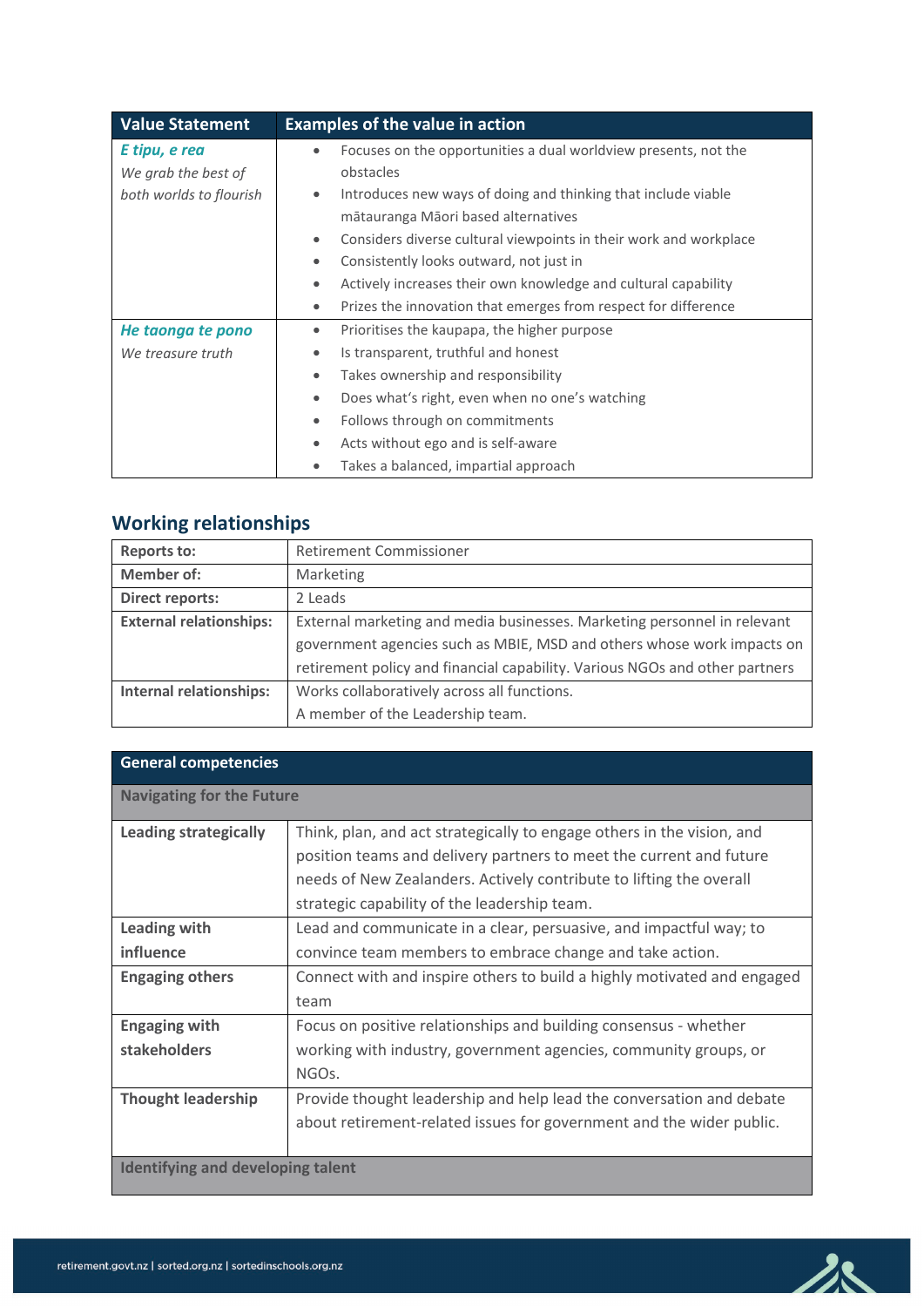| Value Statement | Examples of the value in action |
|---|---|
| ***E tipu, e rea***<br>*We grab the best of both worlds to flourish* | • Focuses on the opportunities a dual worldview presents, not the obstacles<br>• Introduces new ways of doing and thinking that include viable mātauranga Māori based alternatives<br>• Considers diverse cultural viewpoints in their work and workplace<br>• Consistently looks outward, not just in<br>• Actively increases their own knowledge and cultural capability<br>• Prizes the innovation that emerges from respect for difference |
| ***He taonga te pono***<br>*We treasure truth* | • Prioritises the kaupapa, the higher purpose<br>• Is transparent, truthful and honest<br>• Takes ownership and responsibility<br>• Does what's right, even when no one's watching<br>• Follows through on commitments<br>• Acts without ego and is self-aware<br>• Takes a balanced, impartial approach |

## Working relationships

| | |
|---|---|
| **Reports to:** | Retirement Commissioner |
| **Member of:** | Marketing |
| **Direct reports:** | 2 Leads |
| **External relationships:** | External marketing and media businesses. Marketing personnel in relevant government agencies such as MBIE, MSD and others whose work impacts on retirement policy and financial capability. Various NGOs and other partners |
| **Internal relationships:** | Works collaboratively across all functions.<br>A member of the Leadership team. |

| **General competencies** | |
|---|---|
| **Navigating for the Future** | |
| **Leading strategically** | Think, plan, and act strategically to engage others in the vision, and position teams and delivery partners to meet the current and future needs of New Zealanders. Actively contribute to lifting the overall strategic capability of the leadership team. |
| **Leading with influence** | Lead and communicate in a clear, persuasive, and impactful way; to convince team members to embrace change and take action. |
| **Engaging others** | Connect with and inspire others to build a highly motivated and engaged team |
| **Engaging with stakeholders** | Focus on positive relationships and building consensus - whether working with industry, government agencies, community groups, or NGOs. |
| **Thought leadership** | Provide thought leadership and help lead the conversation and debate about retirement-related issues for government and the wider public. |
| **Identifying and developing talent** | |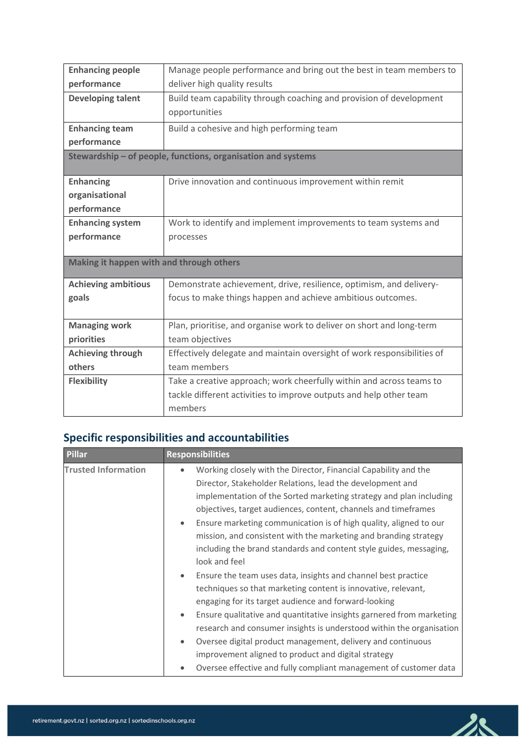| | |
|---|---|
| **Enhancing people performance** | Manage people performance and bring out the best in team members to deliver high quality results |
| **Developing talent** | Build team capability through coaching and provision of development opportunities |
| **Enhancing team performance** | Build a cohesive and high performing team |
| **Stewardship – of people, functions, organisation and systems** | |
| **Enhancing organisational performance** | Drive innovation and continuous improvement within remit |
| **Enhancing system performance** | Work to identify and implement improvements to team systems and processes |
| **Making it happen with and through others** | |
| **Achieving ambitious goals** | Demonstrate achievement, drive, resilience, optimism, and delivery-focus to make things happen and achieve ambitious outcomes. |
| **Managing work priorities** | Plan, prioritise, and organise work to deliver on short and long-term team objectives |
| **Achieving through others** | Effectively delegate and maintain oversight of work responsibilities of team members |
| **Flexibility** | Take a creative approach; work cheerfully within and across teams to tackle different activities to improve outputs and help other team members |

## Specific responsibilities and accountabilities

| Pillar | Responsibilities |
|---|---|
| Trusted Information | • Working closely with the Director, Financial Capability and the Director, Stakeholder Relations, lead the development and implementation of the Sorted marketing strategy and plan including objectives, target audiences, content, channels and timeframes<br>• Ensure marketing communication is of high quality, aligned to our mission, and consistent with the marketing and branding strategy including the brand standards and content style guides, messaging, look and feel<br>• Ensure the team uses data, insights and channel best practice techniques so that marketing content is innovative, relevant, engaging for its target audience and forward-looking<br>• Ensure qualitative and quantitative insights garnered from marketing research and consumer insights is understood within the organisation<br>• Oversee digital product management, delivery and continuous improvement aligned to product and digital strategy<br>• Oversee effective and fully compliant management of customer data |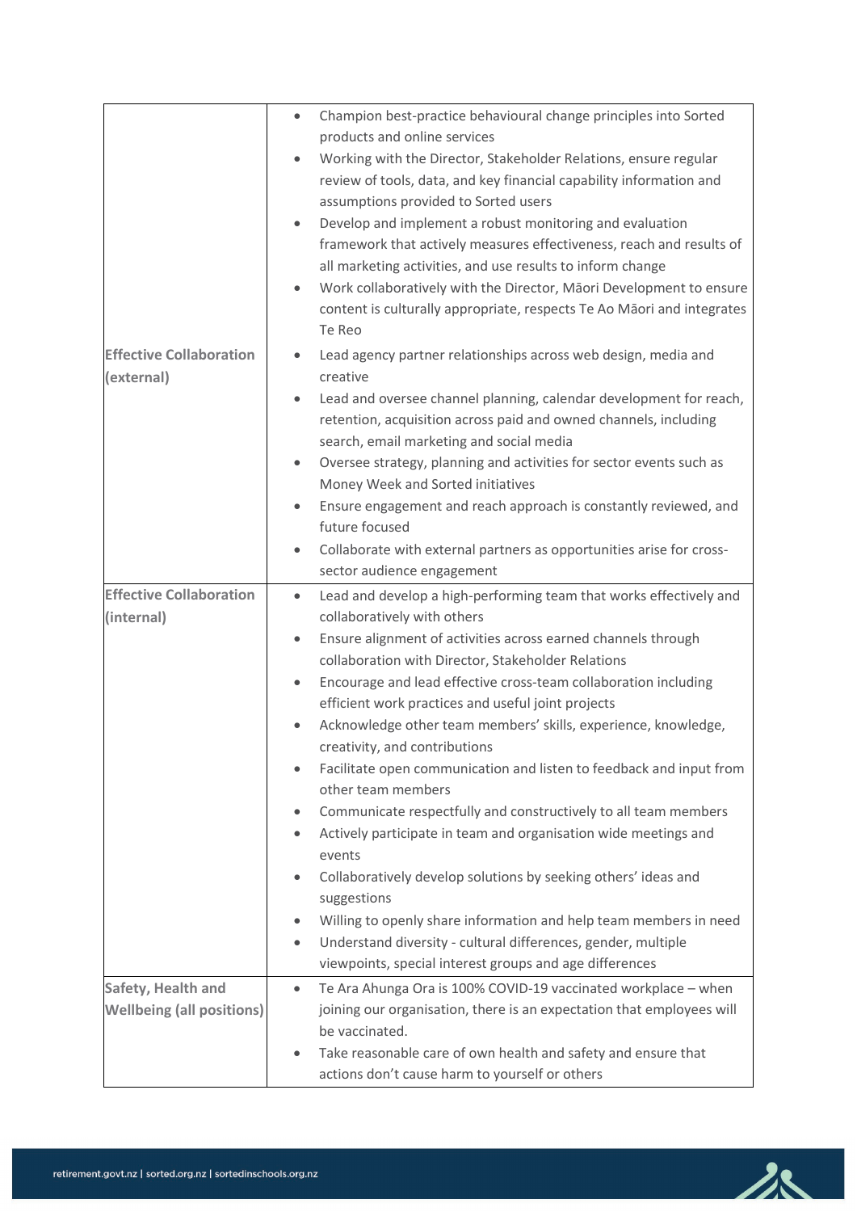| | |
|---|---|
| | • Champion best-practice behavioural change principles into Sorted products and online services<br>• Working with the Director, Stakeholder Relations, ensure regular review of tools, data, and key financial capability information and assumptions provided to Sorted users<br>• Develop and implement a robust monitoring and evaluation framework that actively measures effectiveness, reach and results of all marketing activities, and use results to inform change<br>• Work collaboratively with the Director, Māori Development to ensure content is culturally appropriate, respects Te Ao Māori and integrates Te Reo |
| **Effective Collaboration (external)** | • Lead agency partner relationships across web design, media and creative<br>• Lead and oversee channel planning, calendar development for reach, retention, acquisition across paid and owned channels, including search, email marketing and social media<br>• Oversee strategy, planning and activities for sector events such as Money Week and Sorted initiatives<br>• Ensure engagement and reach approach is constantly reviewed, and future focused<br>• Collaborate with external partners as opportunities arise for cross-sector audience engagement |
| **Effective Collaboration (internal)** | • Lead and develop a high-performing team that works effectively and collaboratively with others<br>• Ensure alignment of activities across earned channels through collaboration with Director, Stakeholder Relations<br>• Encourage and lead effective cross-team collaboration including efficient work practices and useful joint projects<br>• Acknowledge other team members' skills, experience, knowledge, creativity, and contributions<br>• Facilitate open communication and listen to feedback and input from other team members<br>• Communicate respectfully and constructively to all team members<br>• Actively participate in team and organisation wide meetings and events<br>• Collaboratively develop solutions by seeking others' ideas and suggestions<br>• Willing to openly share information and help team members in need<br>• Understand diversity - cultural differences, gender, multiple viewpoints, special interest groups and age differences |
| **Safety, Health and Wellbeing (all positions)** | • Te Ara Ahunga Ora is 100% COVID-19 vaccinated workplace – when joining our organisation, there is an expectation that employees will be vaccinated.<br>• Take reasonable care of own health and safety and ensure that actions don't cause harm to yourself or others |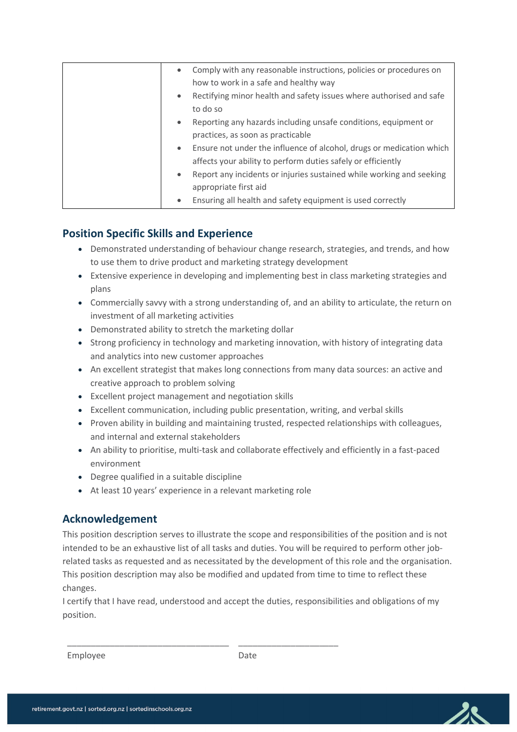| | |
|---|---|
| | • Comply with any reasonable instructions, policies or procedures on how to work in a safe and healthy way<br>• Rectifying minor health and safety issues where authorised and safe to do so<br>• Reporting any hazards including unsafe conditions, equipment or practices, as soon as practicable<br>• Ensure not under the influence of alcohol, drugs or medication which affects your ability to perform duties safely or efficiently<br>• Report any incidents or injuries sustained while working and seeking appropriate first aid<br>• Ensuring all health and safety equipment is used correctly |

## Position Specific Skills and Experience

- Demonstrated understanding of behaviour change research, strategies, and trends, and how to use them to drive product and marketing strategy development
- Extensive experience in developing and implementing best in class marketing strategies and plans
- Commercially savvy with a strong understanding of, and an ability to articulate, the return on investment of all marketing activities
- Demonstrated ability to stretch the marketing dollar
- Strong proficiency in technology and marketing innovation, with history of integrating data and analytics into new customer approaches
- An excellent strategist that makes long connections from many data sources: an active and creative approach to problem solving
- Excellent project management and negotiation skills
- Excellent communication, including public presentation, writing, and verbal skills
- Proven ability in building and maintaining trusted, respected relationships with colleagues, and internal and external stakeholders
- An ability to prioritise, multi-task and collaborate effectively and efficiently in a fast-paced environment
- Degree qualified in a suitable discipline
- At least 10 years' experience in a relevant marketing role

## Acknowledgement

This position description serves to illustrate the scope and responsibilities of the position and is not intended to be an exhaustive list of all tasks and duties. You will be required to perform other job-related tasks as requested and as necessitated by the development of this role and the organisation. This position description may also be modified and updated from time to time to reflect these changes.

I certify that I have read, understood and accept the duties, responsibilities and obligations of my position.

\_\_\_\_\_\_\_\_\_\_\_\_\_\_\_\_\_\_\_\_\_\_\_\_\_\_\_\_\_\_\_\_\_\_\_ \_\_\_\_\_\_\_\_\_\_\_\_\_\_\_\_\_\_\_\_\_\_

Employee Date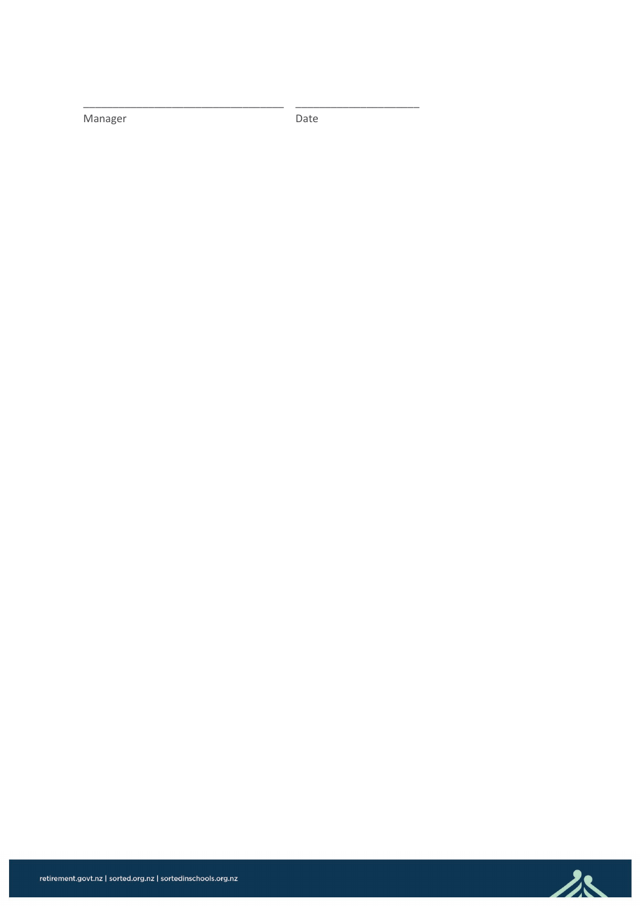\_\_\_\_\_\_\_\_\_\_\_\_\_\_\_\_\_\_\_\_\_\_\_\_\_\_\_\_\_\_\_\_\_\_ \_\_\_\_\_\_\_\_\_\_\_\_\_\_\_\_\_\_\_\_\_

Manager Date